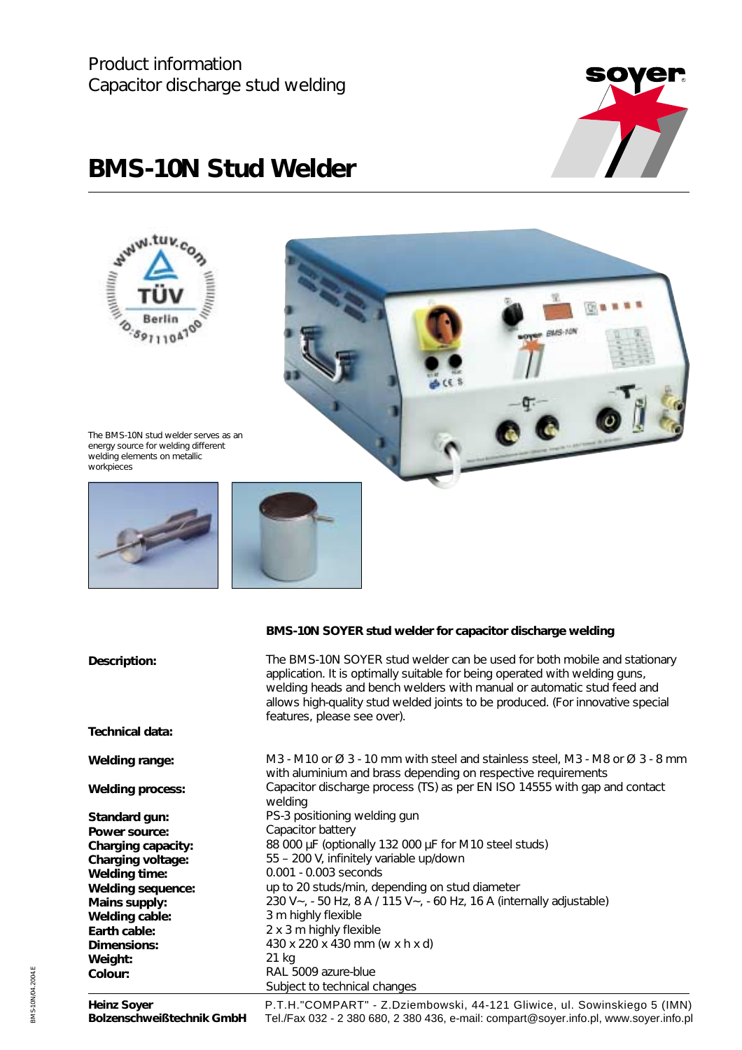Product information
Capacitor discharge stud welding

# BMS-10N Stud Welder

The BMS-10N stud welder serves as an energy source for welding different welding elements on metallic workpieces

**BMS-10N SOYER stud welder for capacitor discharge welding**

**Description:** The BMS-10N SOYER stud welder can be used for both mobile and stationary application. It is optimally suitable for being operated with welding guns, welding heads and bench welders with manual or automatic stud feed and allows high-quality stud welded joints to be produced. (For innovative special features, please see over).

**Technical data:**

| | |
|---|---|
| **Welding range:** | M3 - M10 or Ø 3 - 10 mm with steel and stainless steel, M3 - M8 or Ø 3 - 8 mm with aluminium and brass depending on respective requirements |
| **Welding process:** | Capacitor discharge process (TS) as per EN ISO 14555 with gap and contact welding |
| **Standard gun:** | PS-3 positioning welding gun |
| **Power source:** | Capacitor battery |
| **Charging capacity:** | 88 000 µF (optionally 132 000 µF for M10 steel studs) |
| **Charging voltage:** | 55 – 200 V, infinitely variable up/down |
| **Welding time:** | 0.001 - 0.003 seconds |
| **Welding sequence:** | up to 20 studs/min, depending on stud diameter |
| **Mains supply:** | 230 V~, - 50 Hz, 8 A / 115 V~, - 60 Hz, 16 A (internally adjustable) |
| **Welding cable:** | 3 m highly flexible |
| **Earth cable:** | 2 x 3 m highly flexible |
| **Dimensions:** | 430 x 220 x 430 mm (w x h x d) |
| **Weight:** | 21 kg |
| **Colour:** | RAL 5009 azure-blue |

Subject to technical changes

**Heinz Soyer Bolzenschweißtechnik GmbH**

P.T.H."COMPART" - Z.Dziembowski, 44-121 Gliwice, ul. Sowinskiego 5 (IMN)
Tel./Fax 032 - 2 380 680, 2 380 436, e-mail: compart@soyer.info.pl, www.soyer.info.pl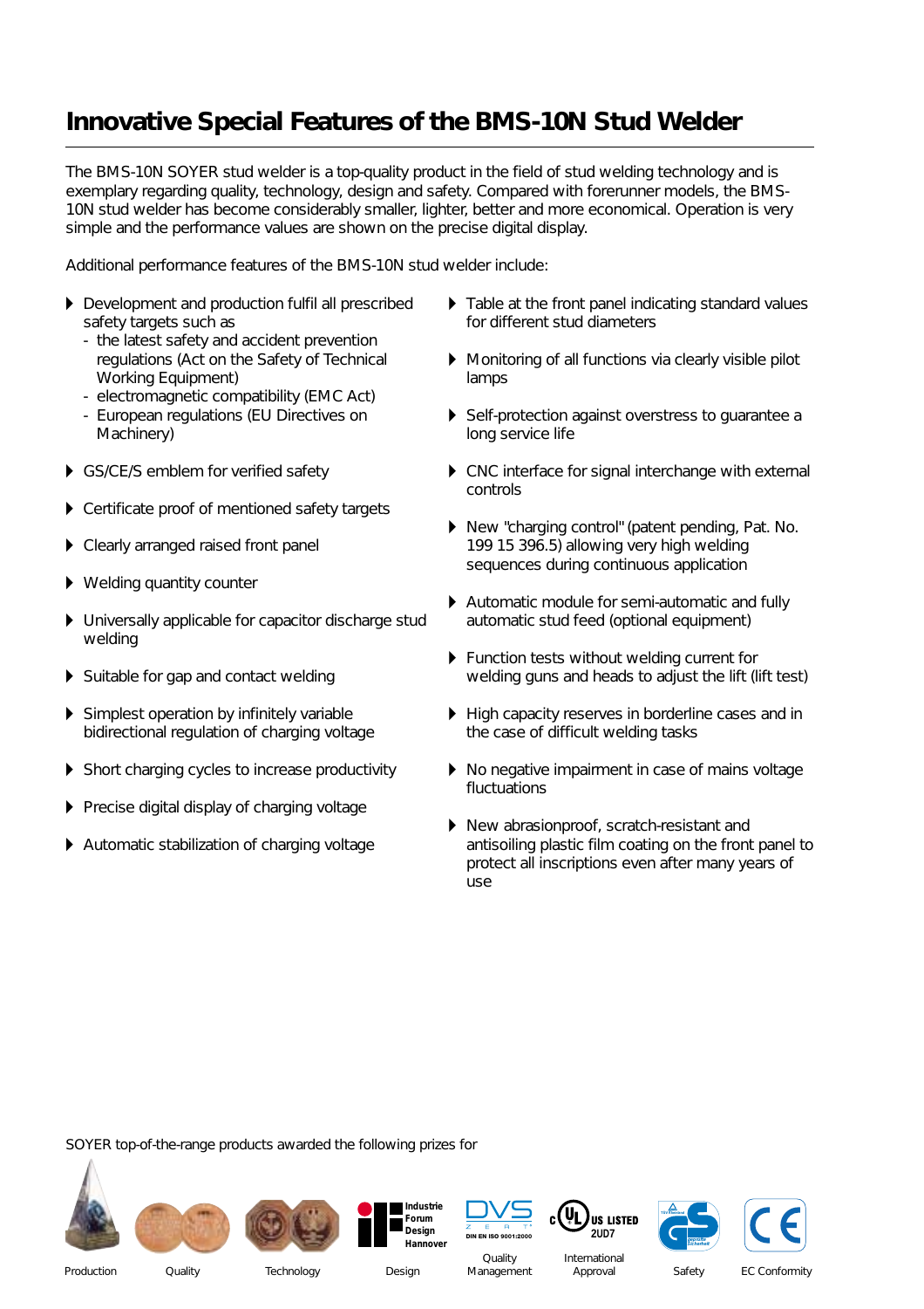# Innovative Special Features of the BMS-10N Stud Welder

The BMS-10N SOYER stud welder is a top-quality product in the field of stud welding technology and is exemplary regarding quality, technology, design and safety. Compared with forerunner models, the BMS-10N stud welder has become considerably smaller, lighter, better and more economical. Operation is very simple and the performance values are shown on the precise digital display.

Additional performance features of the BMS-10N stud welder include:

- Development and production fulfil all prescribed safety targets such as
  - the latest safety and accident prevention regulations (Act on the Safety of Technical Working Equipment)
  - electromagnetic compatibility (EMC Act)
  - European regulations (EU Directives on Machinery)
- GS/CE/S emblem for verified safety
- Certificate proof of mentioned safety targets
- Clearly arranged raised front panel
- Welding quantity counter
- Universally applicable for capacitor discharge stud welding
- Suitable for gap and contact welding
- Simplest operation by infinitely variable bidirectional regulation of charging voltage
- Short charging cycles to increase productivity
- Precise digital display of charging voltage
- Automatic stabilization of charging voltage
- Table at the front panel indicating standard values for different stud diameters
- Monitoring of all functions via clearly visible pilot lamps
- Self-protection against overstress to guarantee a long service life
- CNC interface for signal interchange with external controls
- New "charging control" (patent pending, Pat. No. 199 15 396.5) allowing very high welding sequences during continuous application
- Automatic module for semi-automatic and fully automatic stud feed (optional equipment)
- Function tests without welding current for welding guns and heads to adjust the lift (lift test)
- High capacity reserves in borderline cases and in the case of difficult welding tasks
- No negative impairment in case of mains voltage fluctuations
- New abrasionproof, scratch-resistant and antisoiling plastic film coating on the front panel to protect all inscriptions even after many years of use

SOYER top-of-the-range products awarded the following prizes for

Industrie Forum Design Hannover

DVS ZERT DIN EN ISO 9001:2000

c UL US LISTED 2UD7

Production | Quality | Technology | Design | Quality Management | International Approval | Safety | EC Conformity